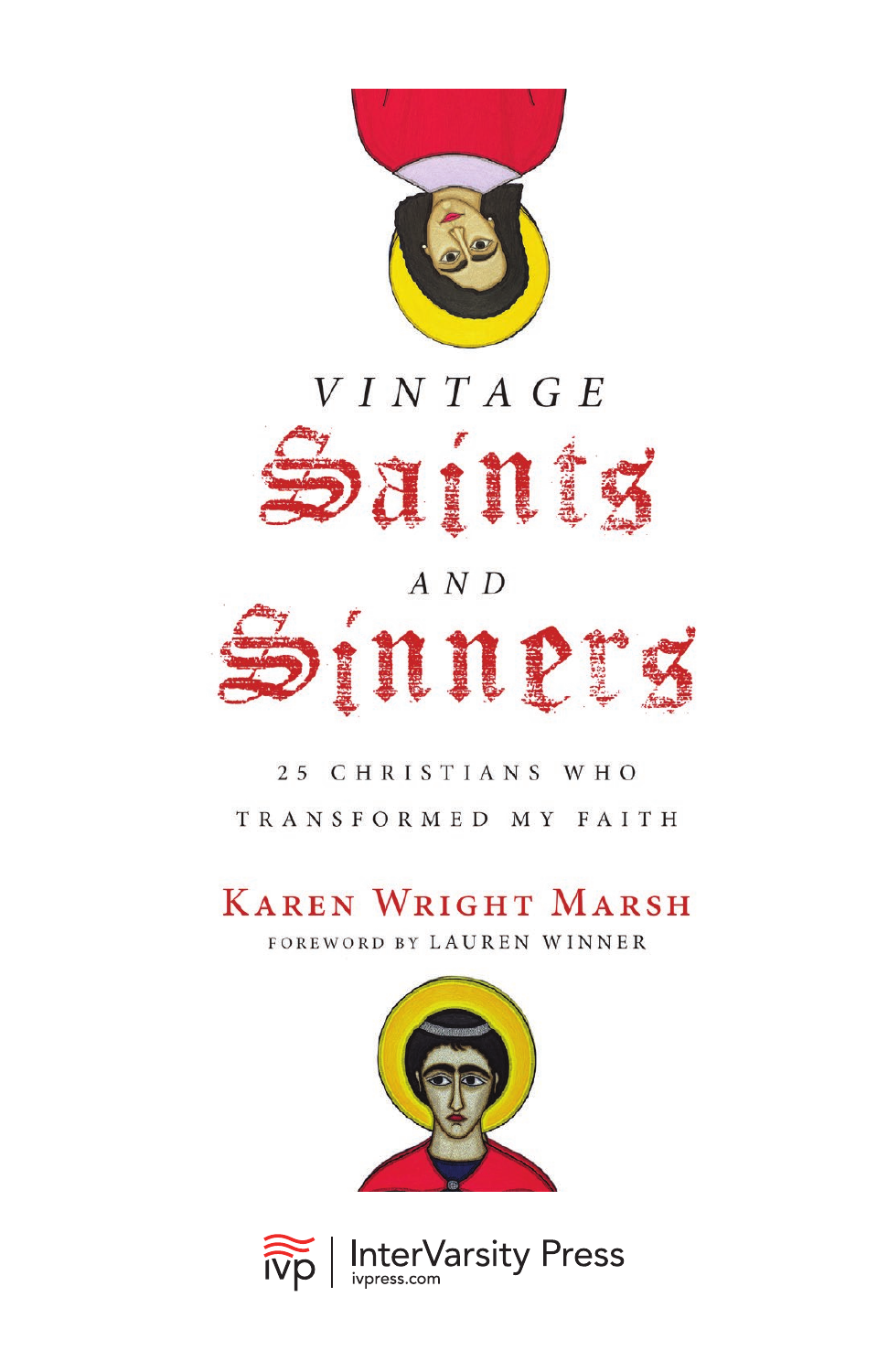# VINTAGE Saints AND Sinners

25 CHRISTIANS WHO TRANSFORMED MY FAITH

KAREN WRIGHT MARSH

FOREWORD BY LAUREN WINNER

InterVarsity Press
ivpress.com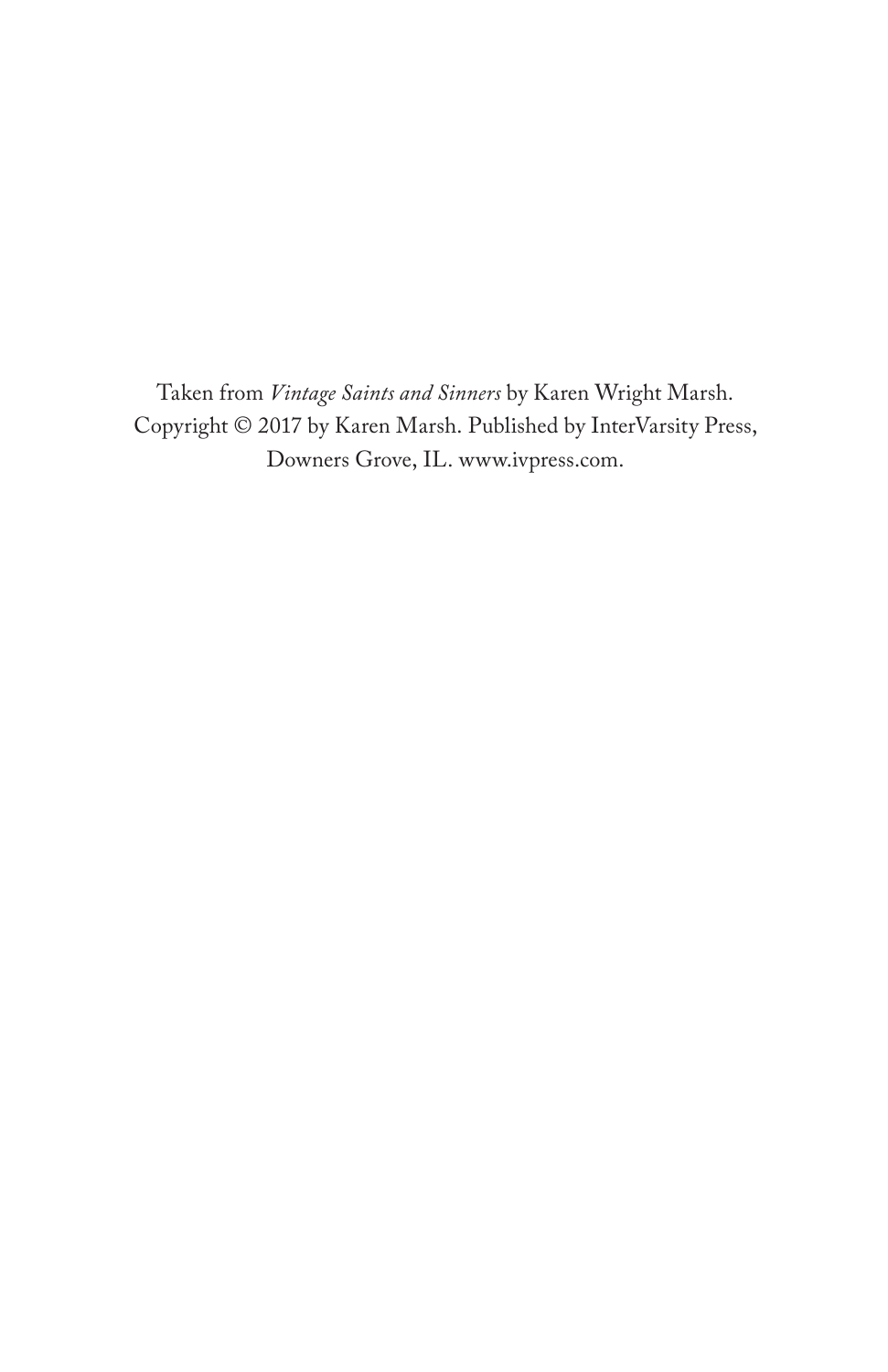Taken from *Vintage Saints and Sinners* by Karen Wright Marsh.
Copyright © 2017 by Karen Marsh. Published by InterVarsity Press,
Downers Grove, IL. www.ivpress.com.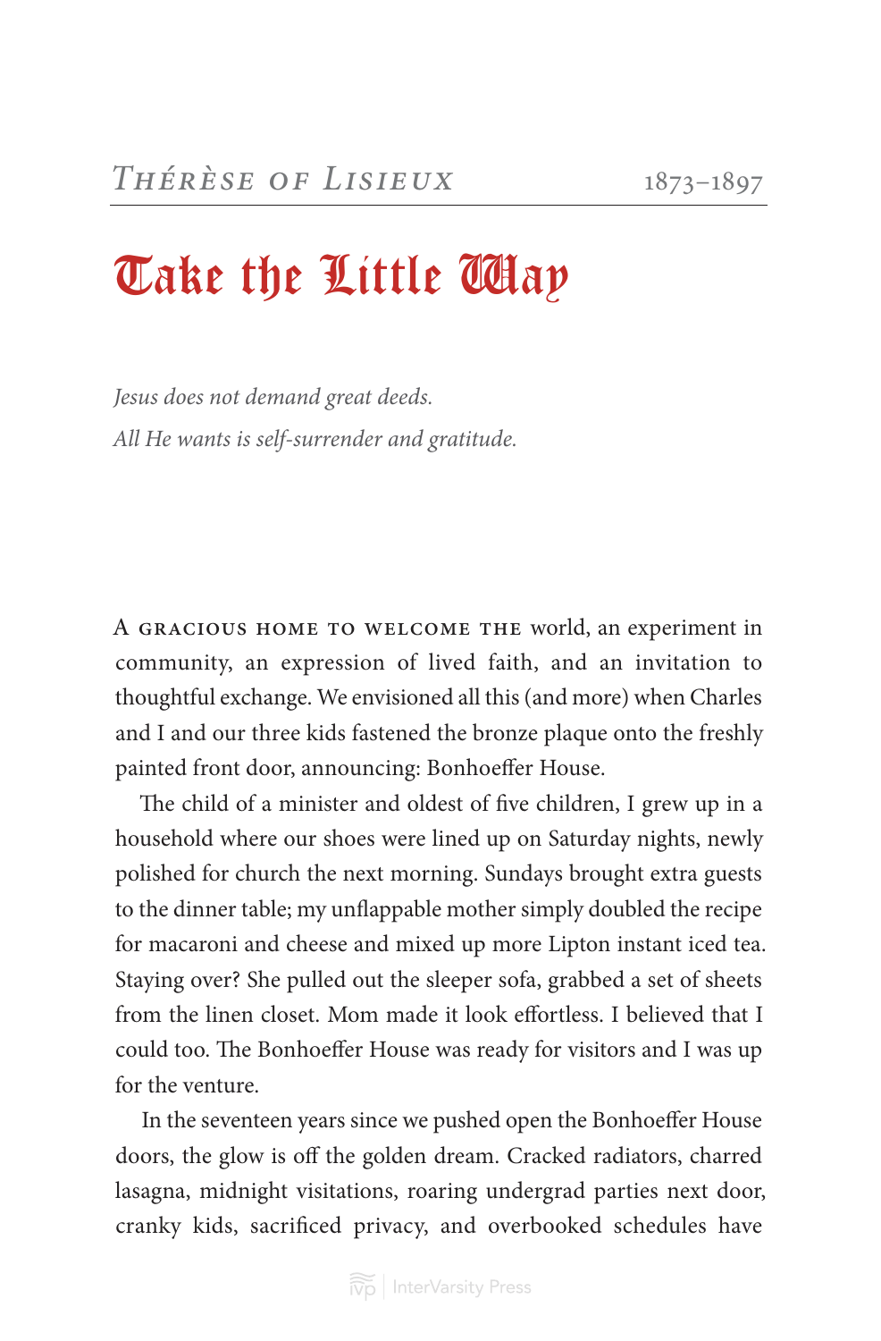Thérèse of Lisieux 1873–1897

# Take the Little Way

*Jesus does not demand great deeds.*
*All He wants is self-surrender and gratitude.*

A gracious home to welcome the world, an experiment in community, an expression of lived faith, and an invitation to thoughtful exchange. We envisioned all this (and more) when Charles and I and our three kids fastened the bronze plaque onto the freshly painted front door, announcing: Bonhoeffer House.

The child of a minister and oldest of five children, I grew up in a household where our shoes were lined up on Saturday nights, newly polished for church the next morning. Sundays brought extra guests to the dinner table; my unflappable mother simply doubled the recipe for macaroni and cheese and mixed up more Lipton instant iced tea. Staying over? She pulled out the sleeper sofa, grabbed a set of sheets from the linen closet. Mom made it look effortless. I believed that I could too. The Bonhoeffer House was ready for visitors and I was up for the venture.

In the seventeen years since we pushed open the Bonhoeffer House doors, the glow is off the golden dream. Cracked radiators, charred lasagna, midnight visitations, roaring undergrad parties next door, cranky kids, sacrificed privacy, and overbooked schedules have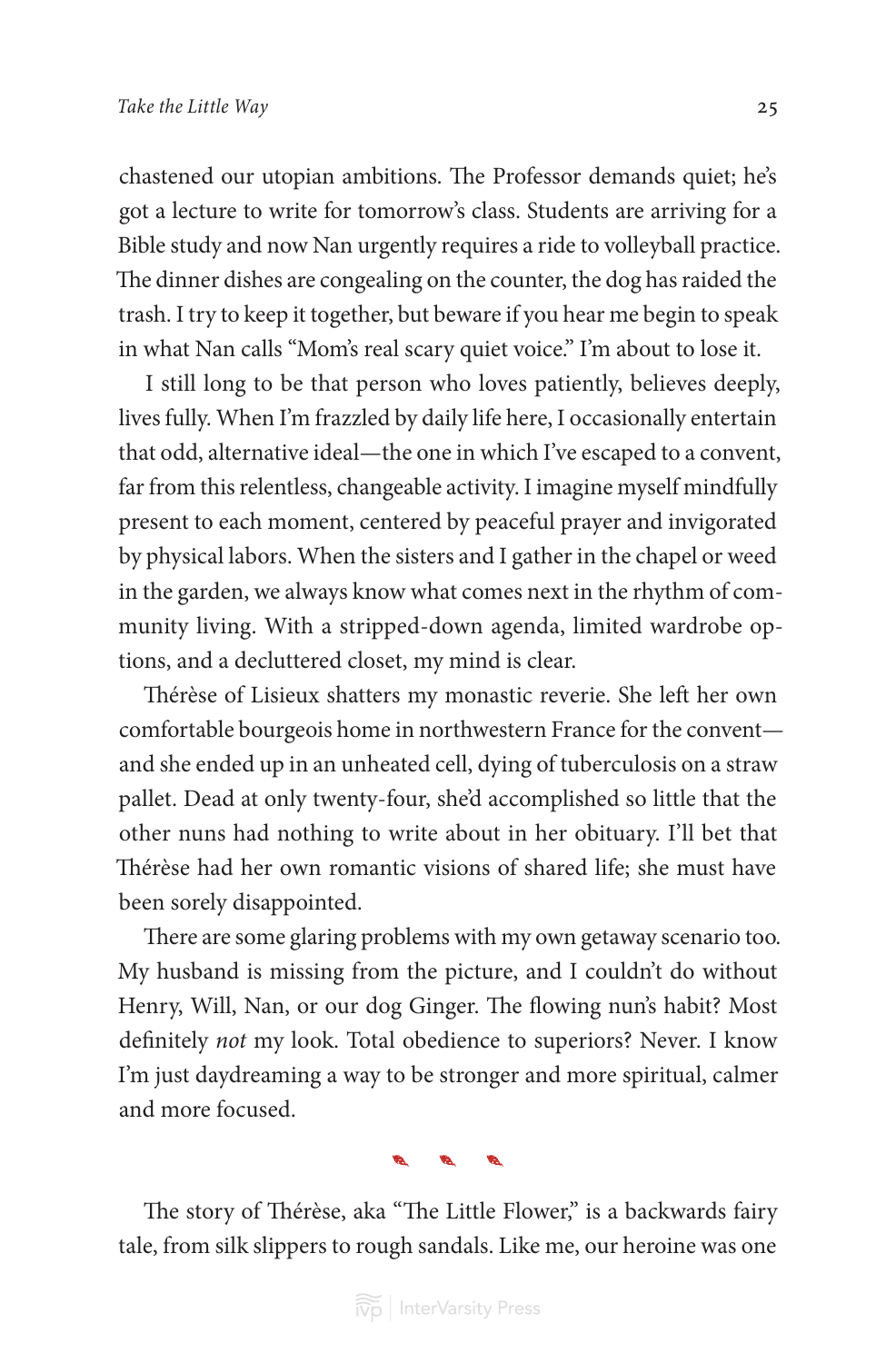chastened our utopian ambitions. The Professor demands quiet; he's got a lecture to write for tomorrow's class. Students are arriving for a Bible study and now Nan urgently requires a ride to volleyball practice. The dinner dishes are congealing on the counter, the dog has raided the trash. I try to keep it together, but beware if you hear me begin to speak in what Nan calls "Mom's real scary quiet voice." I'm about to lose it.

I still long to be that person who loves patiently, believes deeply, lives fully. When I'm frazzled by daily life here, I occasionally entertain that odd, alternative ideal—the one in which I've escaped to a convent, far from this relentless, changeable activity. I imagine myself mindfully present to each moment, centered by peaceful prayer and invigorated by physical labors. When the sisters and I gather in the chapel or weed in the garden, we always know what comes next in the rhythm of community living. With a stripped-down agenda, limited wardrobe options, and a decluttered closet, my mind is clear.

Thérèse of Lisieux shatters my monastic reverie. She left her own comfortable bourgeois home in northwestern France for the convent—and she ended up in an unheated cell, dying of tuberculosis on a straw pallet. Dead at only twenty-four, she'd accomplished so little that the other nuns had nothing to write about in her obituary. I'll bet that Thérèse had her own romantic visions of shared life; she must have been sorely disappointed.

There are some glaring problems with my own getaway scenario too. My husband is missing from the picture, and I couldn't do without Henry, Will, Nan, or our dog Ginger. The flowing nun's habit? Most definitely *not* my look. Total obedience to superiors? Never. I know I'm just daydreaming a way to be stronger and more spiritual, calmer and more focused.

---

The story of Thérèse, aka "The Little Flower," is a backwards fairy tale, from silk slippers to rough sandals. Like me, our heroine was one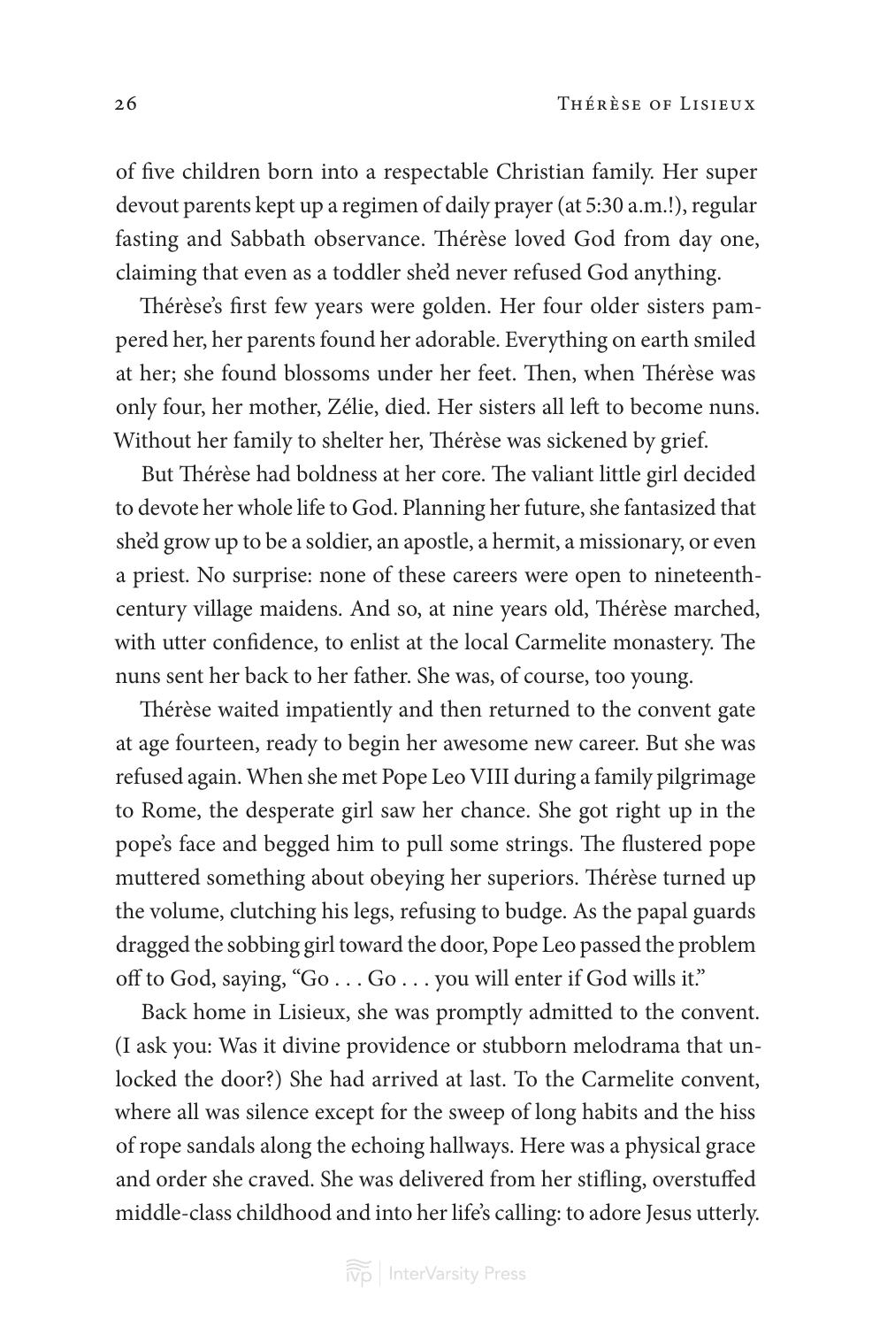of five children born into a respectable Christian family. Her super devout parents kept up a regimen of daily prayer (at 5:30 a.m.!), regular fasting and Sabbath observance. Thérèse loved God from day one, claiming that even as a toddler she'd never refused God anything.

Thérèse's first few years were golden. Her four older sisters pampered her, her parents found her adorable. Everything on earth smiled at her; she found blossoms under her feet. Then, when Thérèse was only four, her mother, Zélie, died. Her sisters all left to become nuns. Without her family to shelter her, Thérèse was sickened by grief.

But Thérèse had boldness at her core. The valiant little girl decided to devote her whole life to God. Planning her future, she fantasized that she'd grow up to be a soldier, an apostle, a hermit, a missionary, or even a priest. No surprise: none of these careers were open to nineteenth-century village maidens. And so, at nine years old, Thérèse marched, with utter confidence, to enlist at the local Carmelite monastery. The nuns sent her back to her father. She was, of course, too young.

Thérèse waited impatiently and then returned to the convent gate at age fourteen, ready to begin her awesome new career. But she was refused again. When she met Pope Leo VIII during a family pilgrimage to Rome, the desperate girl saw her chance. She got right up in the pope's face and begged him to pull some strings. The flustered pope muttered something about obeying her superiors. Thérèse turned up the volume, clutching his legs, refusing to budge. As the papal guards dragged the sobbing girl toward the door, Pope Leo passed the problem off to God, saying, "Go . . . Go . . . you will enter if God wills it."

Back home in Lisieux, she was promptly admitted to the convent. (I ask you: Was it divine providence or stubborn melodrama that unlocked the door?) She had arrived at last. To the Carmelite convent, where all was silence except for the sweep of long habits and the hiss of rope sandals along the echoing hallways. Here was a physical grace and order she craved. She was delivered from her stifling, overstuffed middle-class childhood and into her life's calling: to adore Jesus utterly.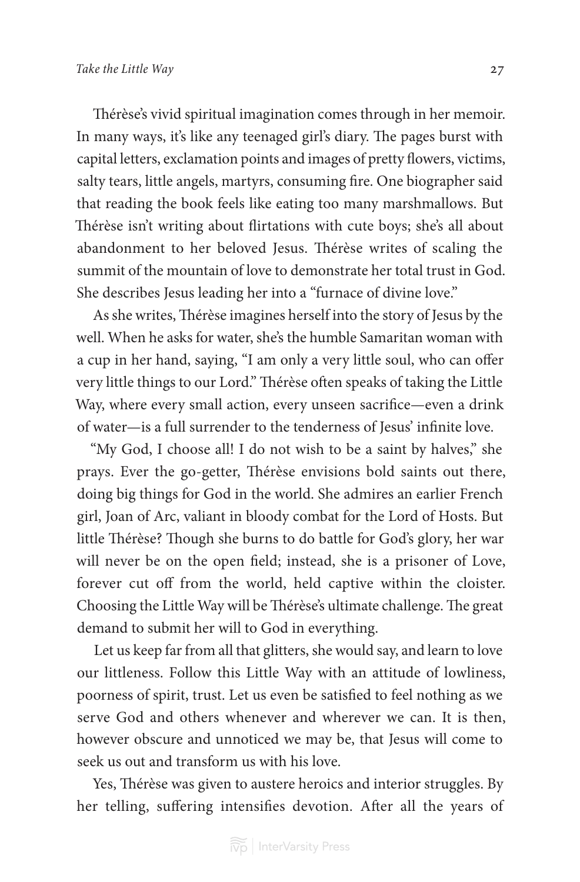Thérèse's vivid spiritual imagination comes through in her memoir. In many ways, it's like any teenaged girl's diary. The pages burst with capital letters, exclamation points and images of pretty flowers, victims, salty tears, little angels, martyrs, consuming fire. One biographer said that reading the book feels like eating too many marshmallows. But Thérèse isn't writing about flirtations with cute boys; she's all about abandonment to her beloved Jesus. Thérèse writes of scaling the summit of the mountain of love to demonstrate her total trust in God. She describes Jesus leading her into a "furnace of divine love."

As she writes, Thérèse imagines herself into the story of Jesus by the well. When he asks for water, she's the humble Samaritan woman with a cup in her hand, saying, "I am only a very little soul, who can offer very little things to our Lord." Thérèse often speaks of taking the Little Way, where every small action, every unseen sacrifice—even a drink of water—is a full surrender to the tenderness of Jesus' infinite love.

"My God, I choose all! I do not wish to be a saint by halves," she prays. Ever the go-getter, Thérèse envisions bold saints out there, doing big things for God in the world. She admires an earlier French girl, Joan of Arc, valiant in bloody combat for the Lord of Hosts. But little Thérèse? Though she burns to do battle for God's glory, her war will never be on the open field; instead, she is a prisoner of Love, forever cut off from the world, held captive within the cloister. Choosing the Little Way will be Thérèse's ultimate challenge. The great demand to submit her will to God in everything.

Let us keep far from all that glitters, she would say, and learn to love our littleness. Follow this Little Way with an attitude of lowliness, poorness of spirit, trust. Let us even be satisfied to feel nothing as we serve God and others whenever and wherever we can. It is then, however obscure and unnoticed we may be, that Jesus will come to seek us out and transform us with his love.

Yes, Thérèse was given to austere heroics and interior struggles. By her telling, suffering intensifies devotion. After all the years of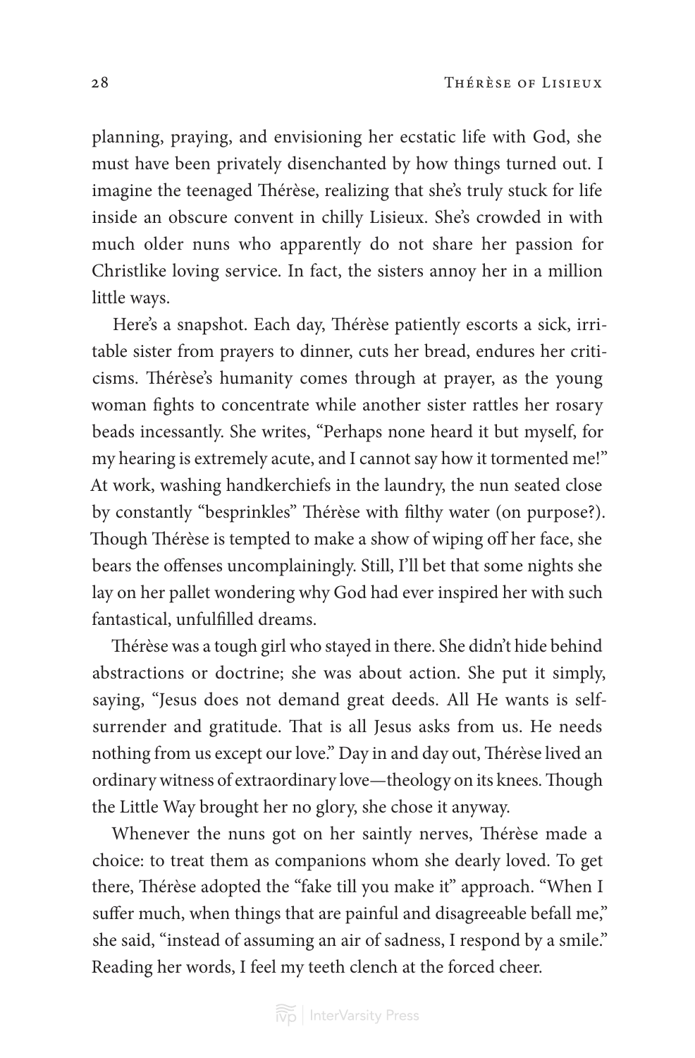planning, praying, and envisioning her ecstatic life with God, she must have been privately disenchanted by how things turned out. I imagine the teenaged Thérèse, realizing that she's truly stuck for life inside an obscure convent in chilly Lisieux. She's crowded in with much older nuns who apparently do not share her passion for Christlike loving service. In fact, the sisters annoy her in a million little ways.

Here's a snapshot. Each day, Thérèse patiently escorts a sick, irritable sister from prayers to dinner, cuts her bread, endures her criticisms. Thérèse's humanity comes through at prayer, as the young woman fights to concentrate while another sister rattles her rosary beads incessantly. She writes, "Perhaps none heard it but myself, for my hearing is extremely acute, and I cannot say how it tormented me!" At work, washing handkerchiefs in the laundry, the nun seated close by constantly "besprinkles" Thérèse with filthy water (on purpose?). Though Thérèse is tempted to make a show of wiping off her face, she bears the offenses uncomplainingly. Still, I'll bet that some nights she lay on her pallet wondering why God had ever inspired her with such fantastical, unfulfilled dreams.

Thérèse was a tough girl who stayed in there. She didn't hide behind abstractions or doctrine; she was about action. She put it simply, saying, "Jesus does not demand great deeds. All He wants is self-surrender and gratitude. That is all Jesus asks from us. He needs nothing from us except our love." Day in and day out, Thérèse lived an ordinary witness of extraordinary love—theology on its knees. Though the Little Way brought her no glory, she chose it anyway.

Whenever the nuns got on her saintly nerves, Thérèse made a choice: to treat them as companions whom she dearly loved. To get there, Thérèse adopted the "fake till you make it" approach. "When I suffer much, when things that are painful and disagreeable befall me," she said, "instead of assuming an air of sadness, I respond by a smile." Reading her words, I feel my teeth clench at the forced cheer.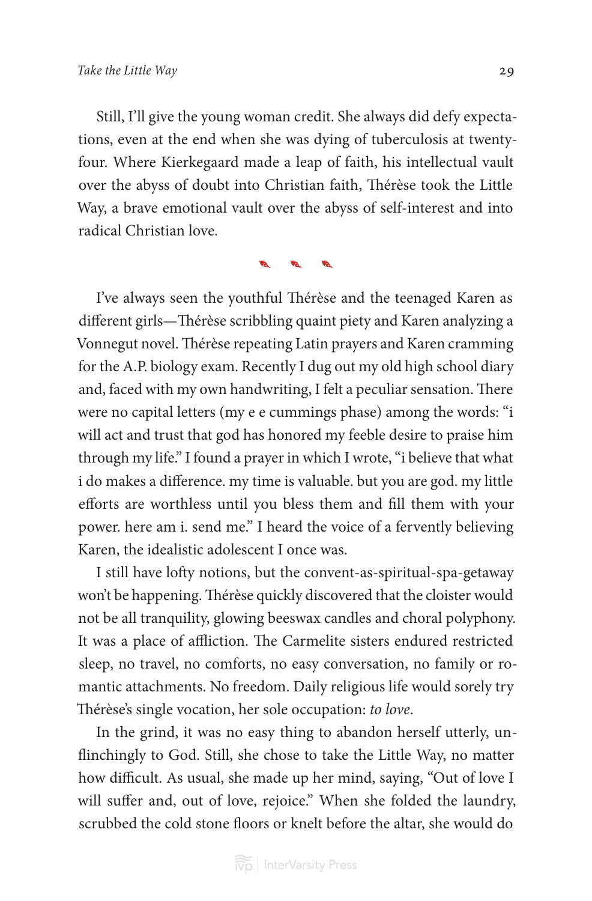Still, I'll give the young woman credit. She always did defy expectations, even at the end when she was dying of tuberculosis at twenty-four. Where Kierkegaard made a leap of faith, his intellectual vault over the abyss of doubt into Christian faith, Thérèse took the Little Way, a brave emotional vault over the abyss of self-interest and into radical Christian love.

I've always seen the youthful Thérèse and the teenaged Karen as different girls—Thérèse scribbling quaint piety and Karen analyzing a Vonnegut novel. Thérèse repeating Latin prayers and Karen cramming for the A.P. biology exam. Recently I dug out my old high school diary and, faced with my own handwriting, I felt a peculiar sensation. There were no capital letters (my e e cummings phase) among the words: "i will act and trust that god has honored my feeble desire to praise him through my life." I found a prayer in which I wrote, "i believe that what i do makes a difference. my time is valuable. but you are god. my little efforts are worthless until you bless them and fill them with your power. here am i. send me." I heard the voice of a fervently believing Karen, the idealistic adolescent I once was.

I still have lofty notions, but the convent-as-spiritual-spa-getaway won't be happening. Thérèse quickly discovered that the cloister would not be all tranquility, glowing beeswax candles and choral polyphony. It was a place of affliction. The Carmelite sisters endured restricted sleep, no travel, no comforts, no easy conversation, no family or romantic attachments. No freedom. Daily religious life would sorely try Thérèse's single vocation, her sole occupation: *to love*.

In the grind, it was no easy thing to abandon herself utterly, unflinchingly to God. Still, she chose to take the Little Way, no matter how difficult. As usual, she made up her mind, saying, "Out of love I will suffer and, out of love, rejoice." When she folded the laundry, scrubbed the cold stone floors or knelt before the altar, she would do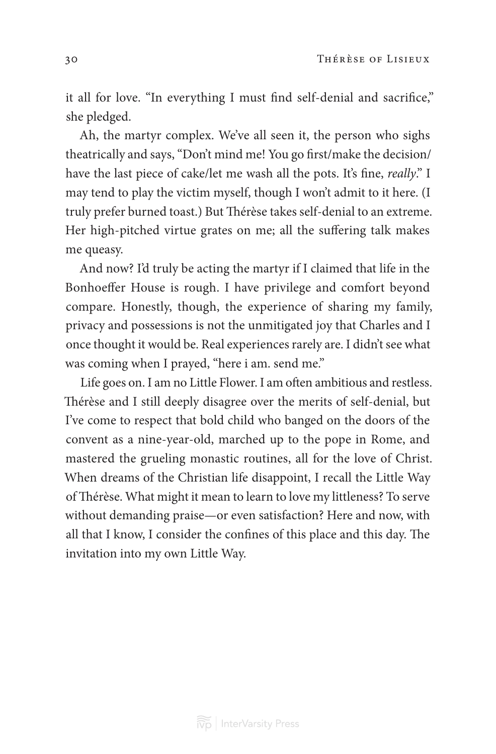it all for love. "In everything I must find self-denial and sacrifice," she pledged.

Ah, the martyr complex. We've all seen it, the person who sighs theatrically and says, "Don't mind me! You go first/make the decision/have the last piece of cake/let me wash all the pots. It's fine, *really*." I may tend to play the victim myself, though I won't admit to it here. (I truly prefer burned toast.) But Thérèse takes self-denial to an extreme. Her high-pitched virtue grates on me; all the suffering talk makes me queasy.

And now? I'd truly be acting the martyr if I claimed that life in the Bonhoeffer House is rough. I have privilege and comfort beyond compare. Honestly, though, the experience of sharing my family, privacy and possessions is not the unmitigated joy that Charles and I once thought it would be. Real experiences rarely are. I didn't see what was coming when I prayed, "here i am. send me."

Life goes on. I am no Little Flower. I am often ambitious and restless. Thérèse and I still deeply disagree over the merits of self-denial, but I've come to respect that bold child who banged on the doors of the convent as a nine-year-old, marched up to the pope in Rome, and mastered the grueling monastic routines, all for the love of Christ. When dreams of the Christian life disappoint, I recall the Little Way of Thérèse. What might it mean to learn to love my littleness? To serve without demanding praise—or even satisfaction? Here and now, with all that I know, I consider the confines of this place and this day. The invitation into my own Little Way.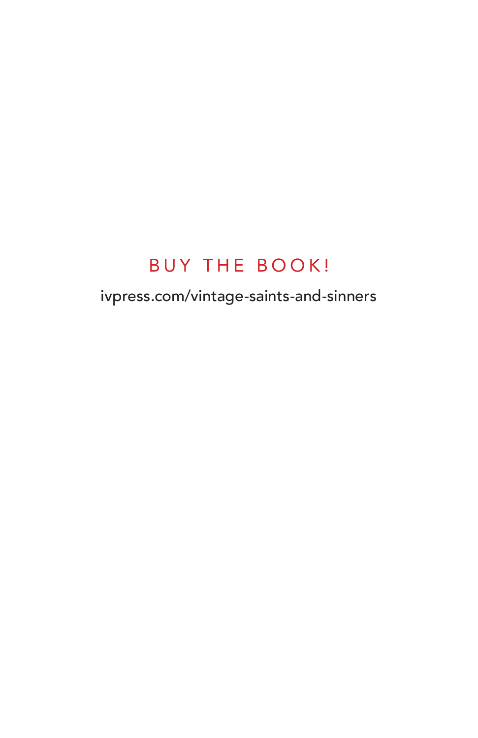BUY THE BOOK!

ivpress.com/vintage-saints-and-sinners